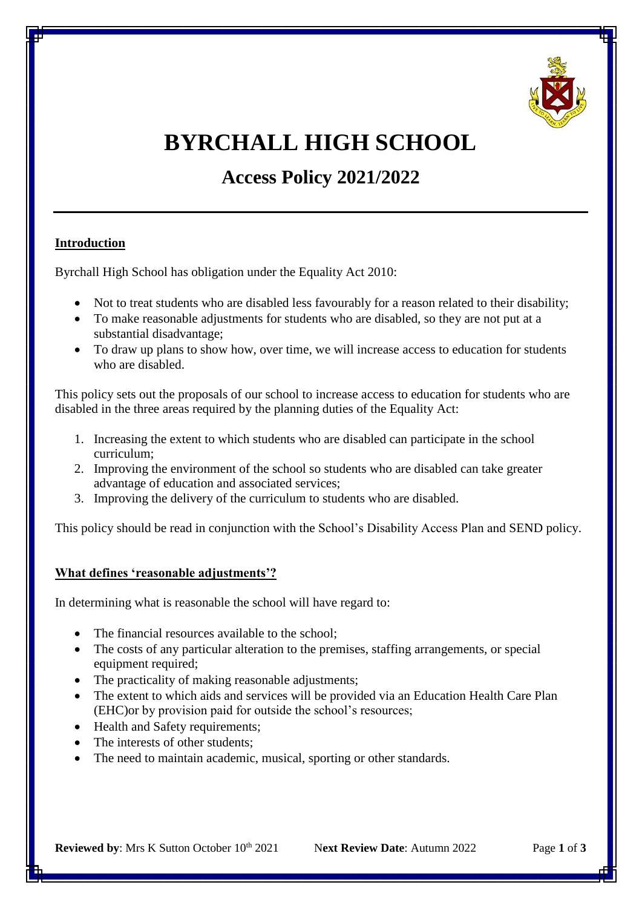# BYRCHALL HIGH SCHOOL

## Access Policy 2021/2022

### Introduction

Byrchall High School has obligation under the Equality Act 2010:

- Not to treat students who are disabled less favourably for a reason related to their disability;
- To make reasonable adjustments for students who are disabled, so they are not put at a substantial disadvantage;
- To draw up plans to show how, over time, we will increase access to education for students who are disabled.

This policy sets out the proposals of our school to increase access to education for students who are disabled in the three areas required by the planning duties of the Equality Act:

1. Increasing the extent to which students who are disabled can participate in the school curriculum;
2. Improving the environment of the school so students who are disabled can take greater advantage of education and associated services;
3. Improving the delivery of the curriculum to students who are disabled.

This policy should be read in conjunction with the School's Disability Access Plan and SEND policy.

### What defines 'reasonable adjustments'?

In determining what is reasonable the school will have regard to:

- The financial resources available to the school;
- The costs of any particular alteration to the premises, staffing arrangements, or special equipment required;
- The practicality of making reasonable adjustments;
- The extent to which aids and services will be provided via an Education Health Care Plan (EHC)or by provision paid for outside the school's resources;
- Health and Safety requirements;
- The interests of other students;
- The need to maintain academic, musical, sporting or other standards.

**Reviewed by**: Mrs K Sutton October 10th 2021 **Next Review Date**: Autumn 2022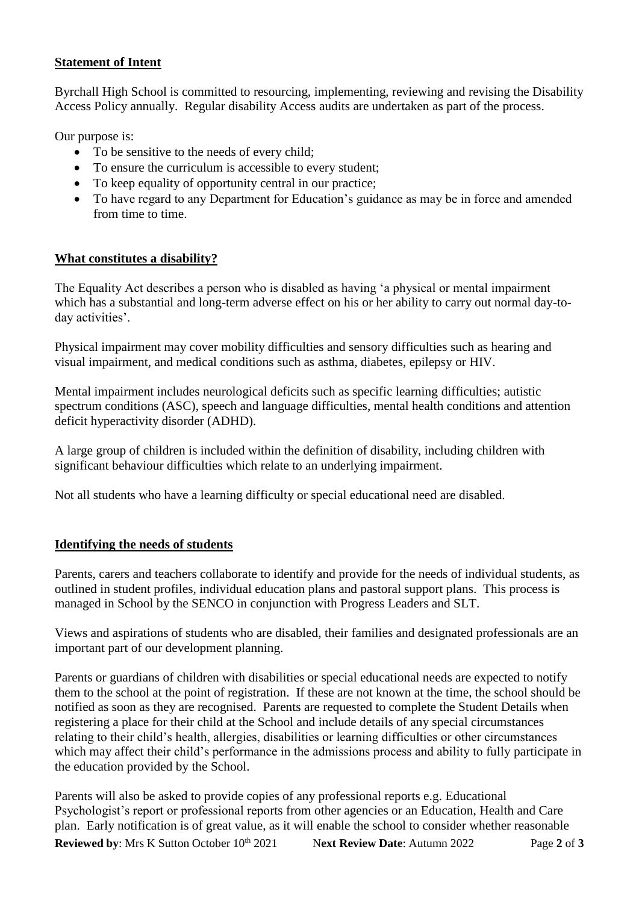## Statement of Intent

Byrchall High School is committed to resourcing, implementing, reviewing and revising the Disability Access Policy annually. Regular disability Access audits are undertaken as part of the process.

Our purpose is:

- To be sensitive to the needs of every child;
- To ensure the curriculum is accessible to every student;
- To keep equality of opportunity central in our practice;
- To have regard to any Department for Education's guidance as may be in force and amended from time to time.

## What constitutes a disability?

The Equality Act describes a person who is disabled as having 'a physical or mental impairment which has a substantial and long-term adverse effect on his or her ability to carry out normal day-to-day activities'.

Physical impairment may cover mobility difficulties and sensory difficulties such as hearing and visual impairment, and medical conditions such as asthma, diabetes, epilepsy or HIV.

Mental impairment includes neurological deficits such as specific learning difficulties; autistic spectrum conditions (ASC), speech and language difficulties, mental health conditions and attention deficit hyperactivity disorder (ADHD).

A large group of children is included within the definition of disability, including children with significant behaviour difficulties which relate to an underlying impairment.

Not all students who have a learning difficulty or special educational need are disabled.

## Identifying the needs of students

Parents, carers and teachers collaborate to identify and provide for the needs of individual students, as outlined in student profiles, individual education plans and pastoral support plans. This process is managed in School by the SENCO in conjunction with Progress Leaders and SLT.

Views and aspirations of students who are disabled, their families and designated professionals are an important part of our development planning.

Parents or guardians of children with disabilities or special educational needs are expected to notify them to the school at the point of registration. If these are not known at the time, the school should be notified as soon as they are recognised. Parents are requested to complete the Student Details when registering a place for their child at the School and include details of any special circumstances relating to their child's health, allergies, disabilities or learning difficulties or other circumstances which may affect their child's performance in the admissions process and ability to fully participate in the education provided by the School.

Parents will also be asked to provide copies of any professional reports e.g. Educational Psychologist's report or professional reports from other agencies or an Education, Health and Care plan. Early notification is of great value, as it will enable the school to consider whether reasonable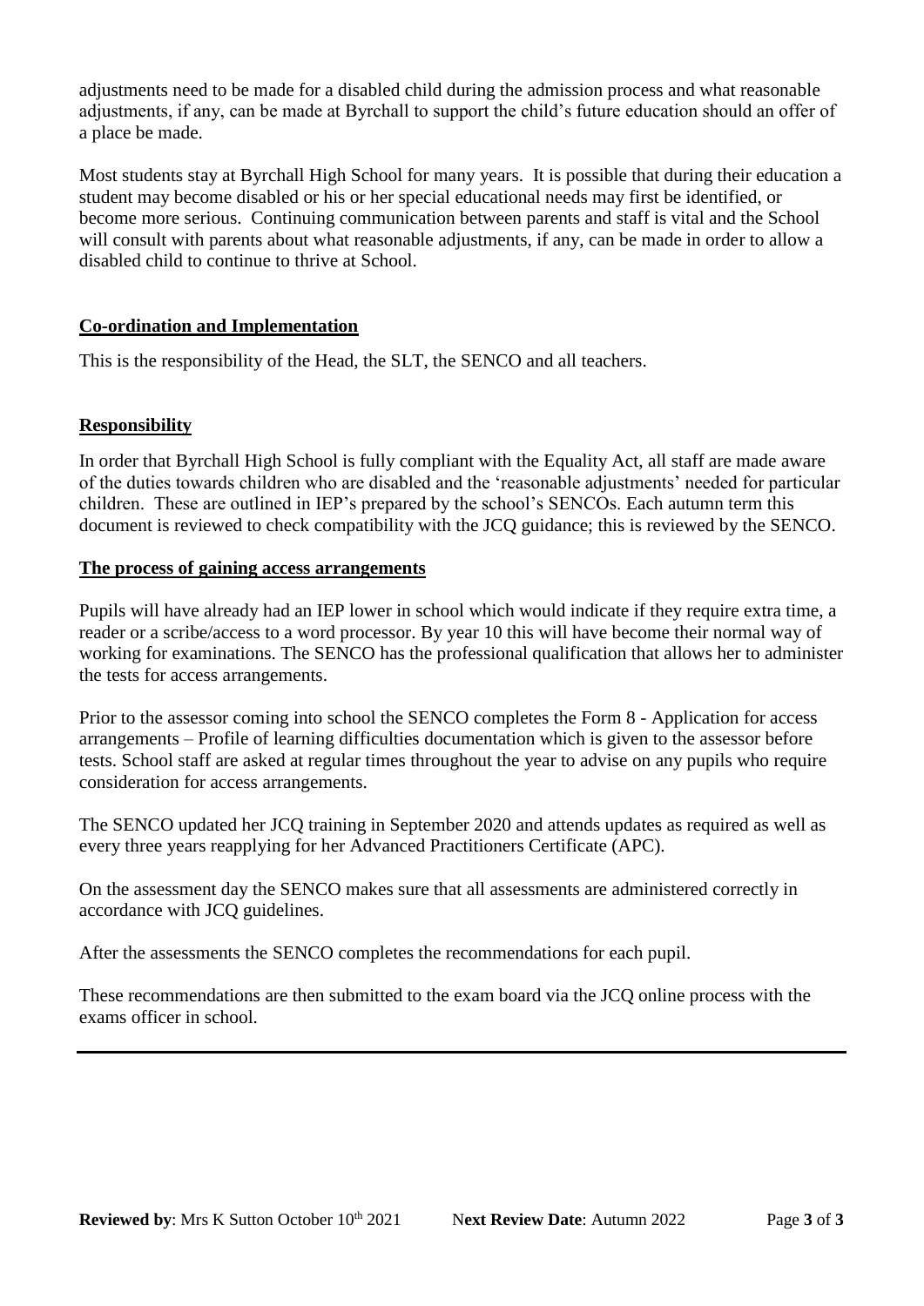adjustments need to be made for a disabled child during the admission process and what reasonable adjustments, if any, can be made at Byrchall to support the child's future education should an offer of a place be made.

Most students stay at Byrchall High School for many years. It is possible that during their education a student may become disabled or his or her special educational needs may first be identified, or become more serious. Continuing communication between parents and staff is vital and the School will consult with parents about what reasonable adjustments, if any, can be made in order to allow a disabled child to continue to thrive at School.

## Co-ordination and Implementation

This is the responsibility of the Head, the SLT, the SENCO and all teachers.

## Responsibility

In order that Byrchall High School is fully compliant with the Equality Act, all staff are made aware of the duties towards children who are disabled and the 'reasonable adjustments' needed for particular children. These are outlined in IEP's prepared by the school's SENCOs. Each autumn term this document is reviewed to check compatibility with the JCQ guidance; this is reviewed by the SENCO.

## The process of gaining access arrangements

Pupils will have already had an IEP lower in school which would indicate if they require extra time, a reader or a scribe/access to a word processor. By year 10 this will have become their normal way of working for examinations. The SENCO has the professional qualification that allows her to administer the tests for access arrangements.

Prior to the assessor coming into school the SENCO completes the Form 8 - Application for access arrangements – Profile of learning difficulties documentation which is given to the assessor before tests. School staff are asked at regular times throughout the year to advise on any pupils who require consideration for access arrangements.

The SENCO updated her JCQ training in September 2020 and attends updates as required as well as every three years reapplying for her Advanced Practitioners Certificate (APC).

On the assessment day the SENCO makes sure that all assessments are administered correctly in accordance with JCQ guidelines.

After the assessments the SENCO completes the recommendations for each pupil.

These recommendations are then submitted to the exam board via the JCQ online process with the exams officer in school.

---

**Reviewed by**: Mrs K Sutton October 10th 2021 **Next Review Date**: Autumn 2022